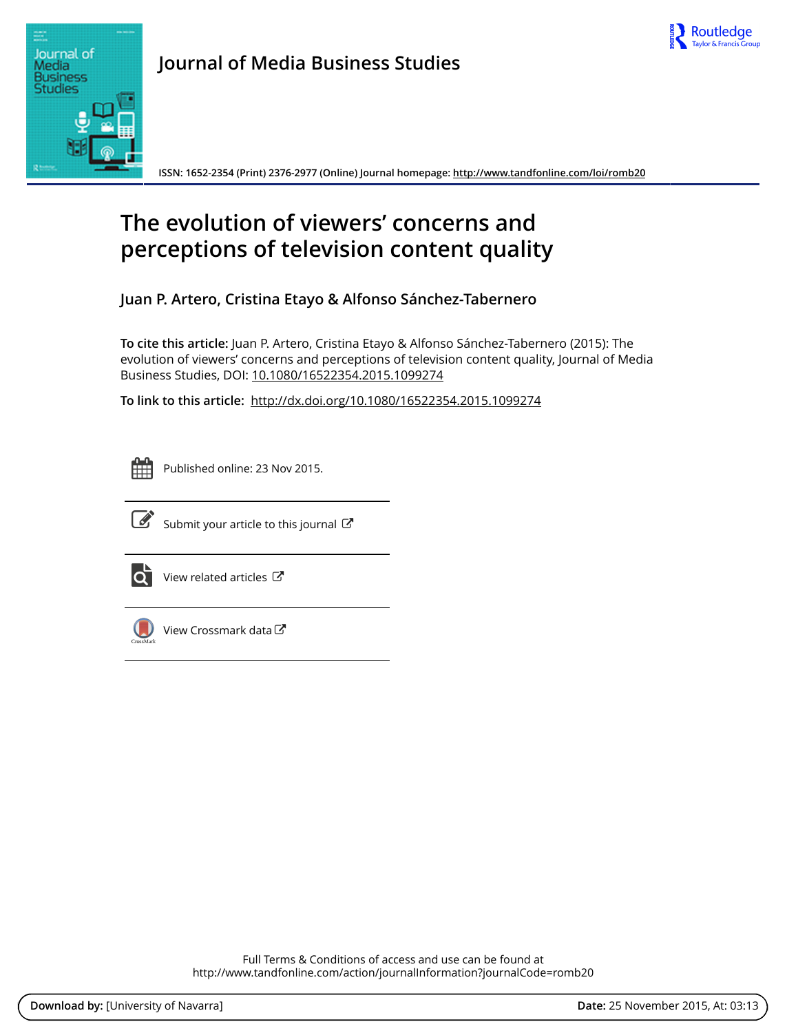Journal of Media Business Studies

ISSN: 1652-2354 (Print) 2376-2977 (Online) Journal homepage: http://www.tandfonline.com/loi/romb20

# The evolution of viewers' concerns and perceptions of television content quality

**Juan P. Artero, Cristina Etayo & Alfonso Sánchez-Tabernero**

**To cite this article:** Juan P. Artero, Cristina Etayo & Alfonso Sánchez-Tabernero (2015): The evolution of viewers' concerns and perceptions of television content quality, Journal of Media Business Studies, DOI: 10.1080/16522354.2015.1099274

**To link to this article:** http://dx.doi.org/10.1080/16522354.2015.1099274

Published online: 23 Nov 2015.

Submit your article to this journal

View related articles

View Crossmark data

Full Terms & Conditions of access and use can be found at
http://www.tandfonline.com/action/journalInformation?journalCode=romb20

**Download by:** [University of Navarra] **Date:** 25 November 2015, At: 03:13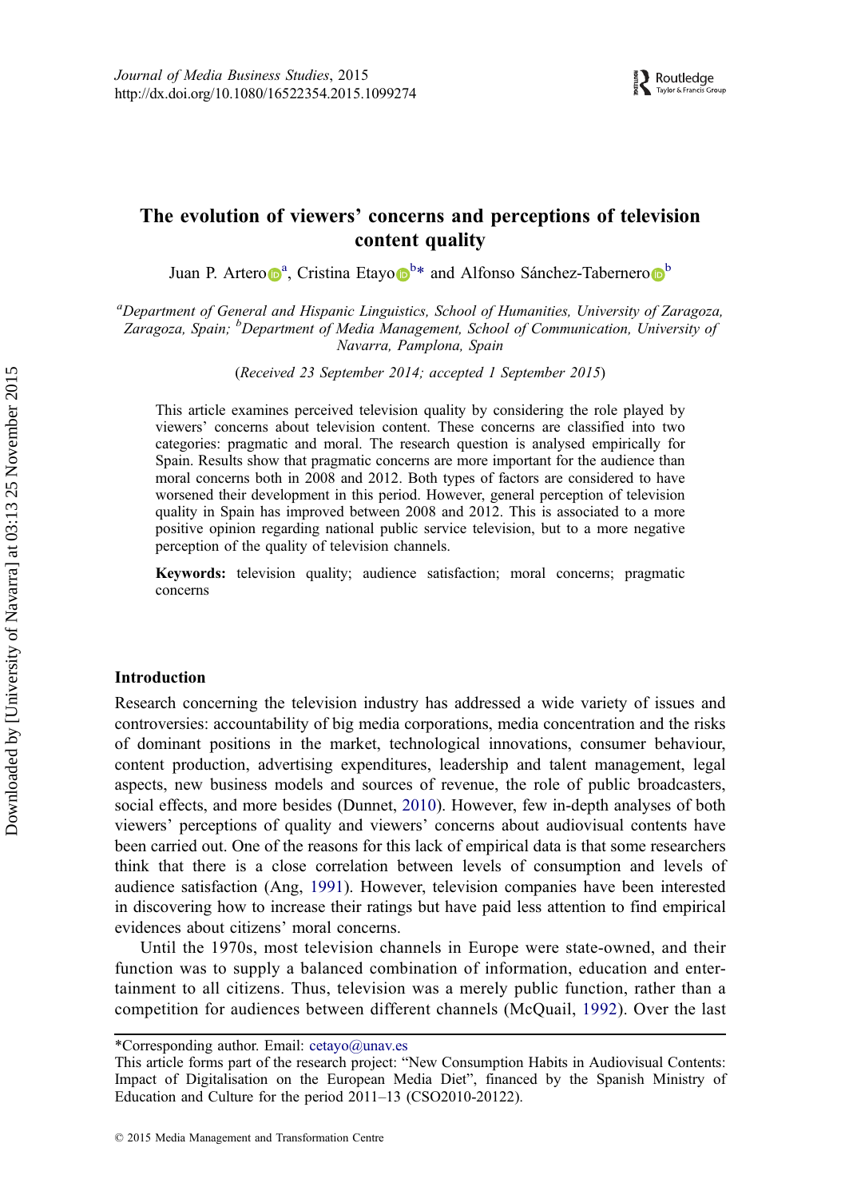# The evolution of viewers' concerns and perceptions of television content quality

Juan P. Artero[a], Cristina Etayo[b]* and Alfonso Sánchez-Tabernero[b]

[a]*Department of General and Hispanic Linguistics, School of Humanities, University of Zaragoza, Zaragoza, Spain;* [b]*Department of Media Management, School of Communication, University of Navarra, Pamplona, Spain*

(*Received 23 September 2014; accepted 1 September 2015*)

This article examines perceived television quality by considering the role played by viewers' concerns about television content. These concerns are classified into two categories: pragmatic and moral. The research question is analysed empirically for Spain. Results show that pragmatic concerns are more important for the audience than moral concerns both in 2008 and 2012. Both types of factors are considered to have worsened their development in this period. However, general perception of television quality in Spain has improved between 2008 and 2012. This is associated to a more positive opinion regarding national public service television, but to a more negative perception of the quality of television channels.

**Keywords:** television quality; audience satisfaction; moral concerns; pragmatic concerns

## Introduction

Research concerning the television industry has addressed a wide variety of issues and controversies: accountability of big media corporations, media concentration and the risks of dominant positions in the market, technological innovations, consumer behaviour, content production, advertising expenditures, leadership and talent management, legal aspects, new business models and sources of revenue, the role of public broadcasters, social effects, and more besides (Dunnet, 2010). However, few in-depth analyses of both viewers' perceptions of quality and viewers' concerns about audiovisual contents have been carried out. One of the reasons for this lack of empirical data is that some researchers think that there is a close correlation between levels of consumption and levels of audience satisfaction (Ang, 1991). However, television companies have been interested in discovering how to increase their ratings but have paid less attention to find empirical evidences about citizens' moral concerns.

Until the 1970s, most television channels in Europe were state-owned, and their function was to supply a balanced combination of information, education and entertainment to all citizens. Thus, television was a merely public function, rather than a competition for audiences between different channels (McQuail, 1992). Over the last

*Corresponding author. Email: cetayo@unav.es

This article forms part of the research project: "New Consumption Habits in Audiovisual Contents: Impact of Digitalisation on the European Media Diet", financed by the Spanish Ministry of Education and Culture for the period 2011–13 (CSO2010-20122).

© 2015 Media Management and Transformation Centre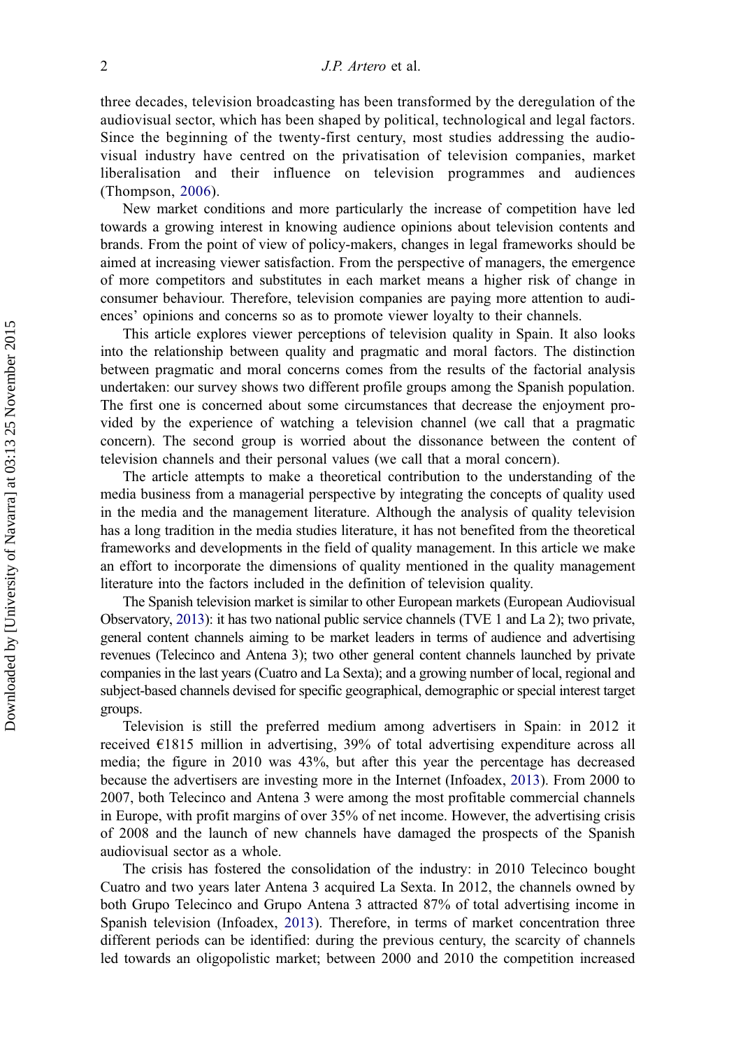three decades, television broadcasting has been transformed by the deregulation of the audiovisual sector, which has been shaped by political, technological and legal factors. Since the beginning of the twenty-first century, most studies addressing the audiovisual industry have centred on the privatisation of television companies, market liberalisation and their influence on television programmes and audiences (Thompson, 2006).

New market conditions and more particularly the increase of competition have led towards a growing interest in knowing audience opinions about television contents and brands. From the point of view of policy-makers, changes in legal frameworks should be aimed at increasing viewer satisfaction. From the perspective of managers, the emergence of more competitors and substitutes in each market means a higher risk of change in consumer behaviour. Therefore, television companies are paying more attention to audiences' opinions and concerns so as to promote viewer loyalty to their channels.

This article explores viewer perceptions of television quality in Spain. It also looks into the relationship between quality and pragmatic and moral factors. The distinction between pragmatic and moral concerns comes from the results of the factorial analysis undertaken: our survey shows two different profile groups among the Spanish population. The first one is concerned about some circumstances that decrease the enjoyment provided by the experience of watching a television channel (we call that a pragmatic concern). The second group is worried about the dissonance between the content of television channels and their personal values (we call that a moral concern).

The article attempts to make a theoretical contribution to the understanding of the media business from a managerial perspective by integrating the concepts of quality used in the media and the management literature. Although the analysis of quality television has a long tradition in the media studies literature, it has not benefited from the theoretical frameworks and developments in the field of quality management. In this article we make an effort to incorporate the dimensions of quality mentioned in the quality management literature into the factors included in the definition of television quality.

The Spanish television market is similar to other European markets (European Audiovisual Observatory, 2013): it has two national public service channels (TVE 1 and La 2); two private, general content channels aiming to be market leaders in terms of audience and advertising revenues (Telecinco and Antena 3); two other general content channels launched by private companies in the last years (Cuatro and La Sexta); and a growing number of local, regional and subject-based channels devised for specific geographical, demographic or special interest target groups.

Television is still the preferred medium among advertisers in Spain: in 2012 it received €1815 million in advertising, 39% of total advertising expenditure across all media; the figure in 2010 was 43%, but after this year the percentage has decreased because the advertisers are investing more in the Internet (Infoadex, 2013). From 2000 to 2007, both Telecinco and Antena 3 were among the most profitable commercial channels in Europe, with profit margins of over 35% of net income. However, the advertising crisis of 2008 and the launch of new channels have damaged the prospects of the Spanish audiovisual sector as a whole.

The crisis has fostered the consolidation of the industry: in 2010 Telecinco bought Cuatro and two years later Antena 3 acquired La Sexta. In 2012, the channels owned by both Grupo Telecinco and Grupo Antena 3 attracted 87% of total advertising income in Spanish television (Infoadex, 2013). Therefore, in terms of market concentration three different periods can be identified: during the previous century, the scarcity of channels led towards an oligopolistic market; between 2000 and 2010 the competition increased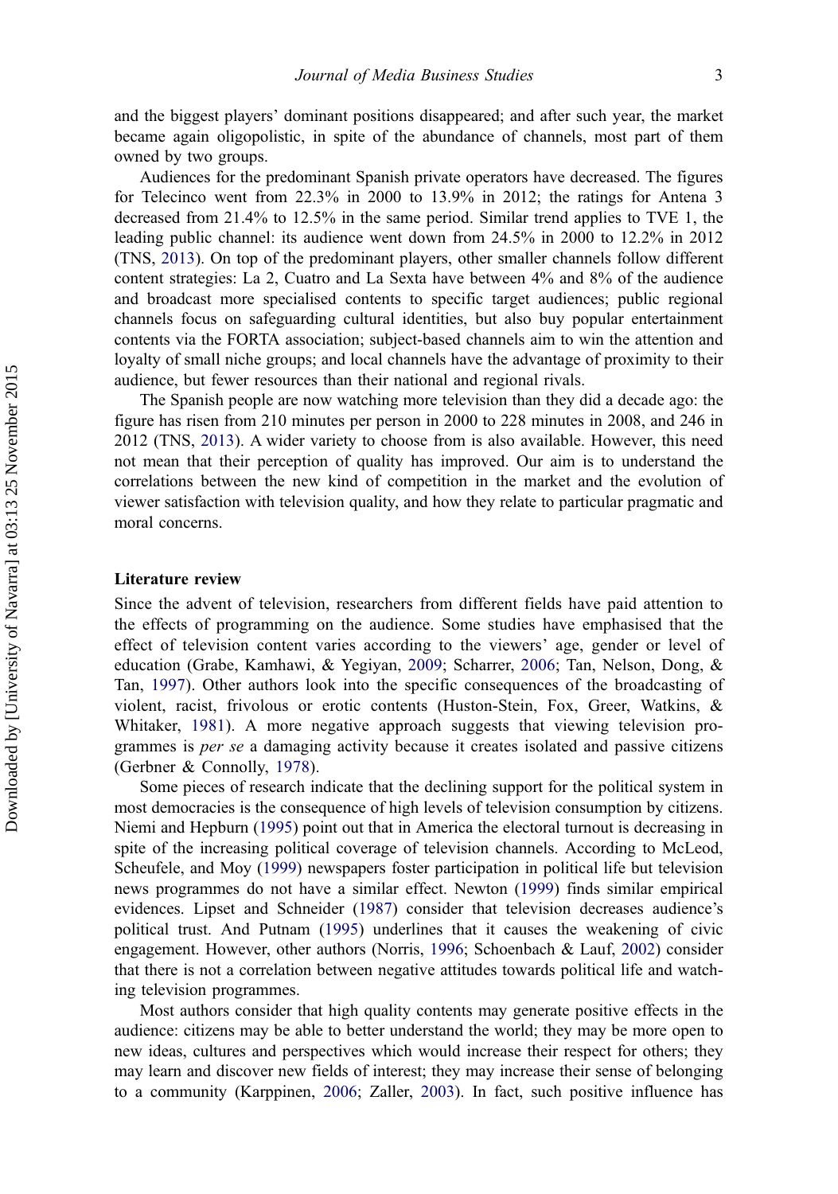and the biggest players' dominant positions disappeared; and after such year, the market became again oligopolistic, in spite of the abundance of channels, most part of them owned by two groups.

Audiences for the predominant Spanish private operators have decreased. The figures for Telecinco went from 22.3% in 2000 to 13.9% in 2012; the ratings for Antena 3 decreased from 21.4% to 12.5% in the same period. Similar trend applies to TVE 1, the leading public channel: its audience went down from 24.5% in 2000 to 12.2% in 2012 (TNS, 2013). On top of the predominant players, other smaller channels follow different content strategies: La 2, Cuatro and La Sexta have between 4% and 8% of the audience and broadcast more specialised contents to specific target audiences; public regional channels focus on safeguarding cultural identities, but also buy popular entertainment contents via the FORTA association; subject-based channels aim to win the attention and loyalty of small niche groups; and local channels have the advantage of proximity to their audience, but fewer resources than their national and regional rivals.

The Spanish people are now watching more television than they did a decade ago: the figure has risen from 210 minutes per person in 2000 to 228 minutes in 2008, and 246 in 2012 (TNS, 2013). A wider variety to choose from is also available. However, this need not mean that their perception of quality has improved. Our aim is to understand the correlations between the new kind of competition in the market and the evolution of viewer satisfaction with television quality, and how they relate to particular pragmatic and moral concerns.

## Literature review

Since the advent of television, researchers from different fields have paid attention to the effects of programming on the audience. Some studies have emphasised that the effect of television content varies according to the viewers' age, gender or level of education (Grabe, Kamhawi, & Yegiyan, 2009; Scharrer, 2006; Tan, Nelson, Dong, & Tan, 1997). Other authors look into the specific consequences of the broadcasting of violent, racist, frivolous or erotic contents (Huston-Stein, Fox, Greer, Watkins, & Whitaker, 1981). A more negative approach suggests that viewing television programmes is *per se* a damaging activity because it creates isolated and passive citizens (Gerbner & Connolly, 1978).

Some pieces of research indicate that the declining support for the political system in most democracies is the consequence of high levels of television consumption by citizens. Niemi and Hepburn (1995) point out that in America the electoral turnout is decreasing in spite of the increasing political coverage of television channels. According to McLeod, Scheufele, and Moy (1999) newspapers foster participation in political life but television news programmes do not have a similar effect. Newton (1999) finds similar empirical evidences. Lipset and Schneider (1987) consider that television decreases audience's political trust. And Putnam (1995) underlines that it causes the weakening of civic engagement. However, other authors (Norris, 1996; Schoenbach & Lauf, 2002) consider that there is not a correlation between negative attitudes towards political life and watching television programmes.

Most authors consider that high quality contents may generate positive effects in the audience: citizens may be able to better understand the world; they may be more open to new ideas, cultures and perspectives which would increase their respect for others; they may learn and discover new fields of interest; they may increase their sense of belonging to a community (Karppinen, 2006; Zaller, 2003). In fact, such positive influence has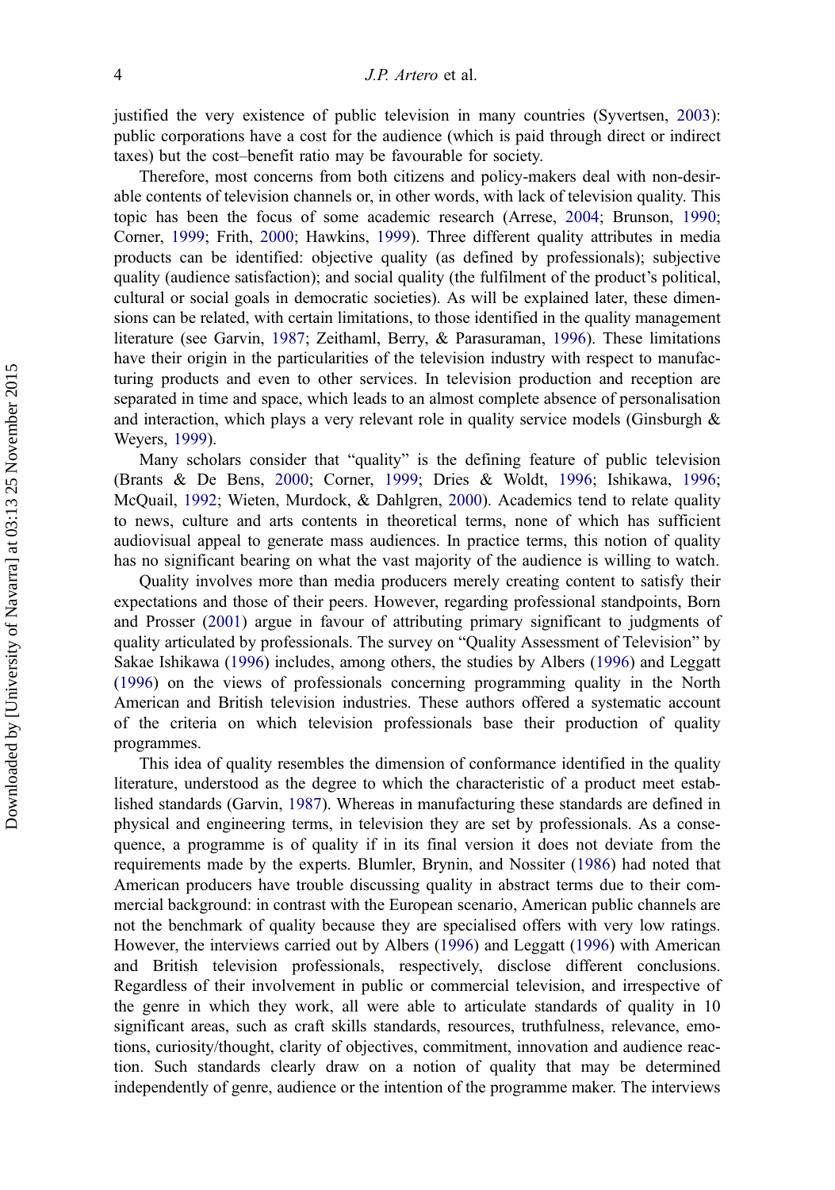justified the very existence of public television in many countries (Syvertsen, 2003): public corporations have a cost for the audience (which is paid through direct or indirect taxes) but the cost–benefit ratio may be favourable for society.

Therefore, most concerns from both citizens and policy-makers deal with non-desirable contents of television channels or, in other words, with lack of television quality. This topic has been the focus of some academic research (Arrese, 2004; Brunson, 1990; Corner, 1999; Frith, 2000; Hawkins, 1999). Three different quality attributes in media products can be identified: objective quality (as defined by professionals); subjective quality (audience satisfaction); and social quality (the fulfilment of the product's political, cultural or social goals in democratic societies). As will be explained later, these dimensions can be related, with certain limitations, to those identified in the quality management literature (see Garvin, 1987; Zeithaml, Berry, & Parasuraman, 1996). These limitations have their origin in the particularities of the television industry with respect to manufacturing products and even to other services. In television production and reception are separated in time and space, which leads to an almost complete absence of personalisation and interaction, which plays a very relevant role in quality service models (Ginsburgh & Weyers, 1999).

Many scholars consider that "quality" is the defining feature of public television (Brants & De Bens, 2000; Corner, 1999; Dries & Woldt, 1996; Ishikawa, 1996; McQuail, 1992; Wieten, Murdock, & Dahlgren, 2000). Academics tend to relate quality to news, culture and arts contents in theoretical terms, none of which has sufficient audiovisual appeal to generate mass audiences. In practice terms, this notion of quality has no significant bearing on what the vast majority of the audience is willing to watch.

Quality involves more than media producers merely creating content to satisfy their expectations and those of their peers. However, regarding professional standpoints, Born and Prosser (2001) argue in favour of attributing primary significant to judgments of quality articulated by professionals. The survey on "Quality Assessment of Television" by Sakae Ishikawa (1996) includes, among others, the studies by Albers (1996) and Leggatt (1996) on the views of professionals concerning programming quality in the North American and British television industries. These authors offered a systematic account of the criteria on which television professionals base their production of quality programmes.

This idea of quality resembles the dimension of conformance identified in the quality literature, understood as the degree to which the characteristic of a product meet established standards (Garvin, 1987). Whereas in manufacturing these standards are defined in physical and engineering terms, in television they are set by professionals. As a consequence, a programme is of quality if in its final version it does not deviate from the requirements made by the experts. Blumler, Brynin, and Nossiter (1986) had noted that American producers have trouble discussing quality in abstract terms due to their commercial background: in contrast with the European scenario, American public channels are not the benchmark of quality because they are specialised offers with very low ratings. However, the interviews carried out by Albers (1996) and Leggatt (1996) with American and British television professionals, respectively, disclose different conclusions. Regardless of their involvement in public or commercial television, and irrespective of the genre in which they work, all were able to articulate standards of quality in 10 significant areas, such as craft skills standards, resources, truthfulness, relevance, emotions, curiosity/thought, clarity of objectives, commitment, innovation and audience reaction. Such standards clearly draw on a notion of quality that may be determined independently of genre, audience or the intention of the programme maker. The interviews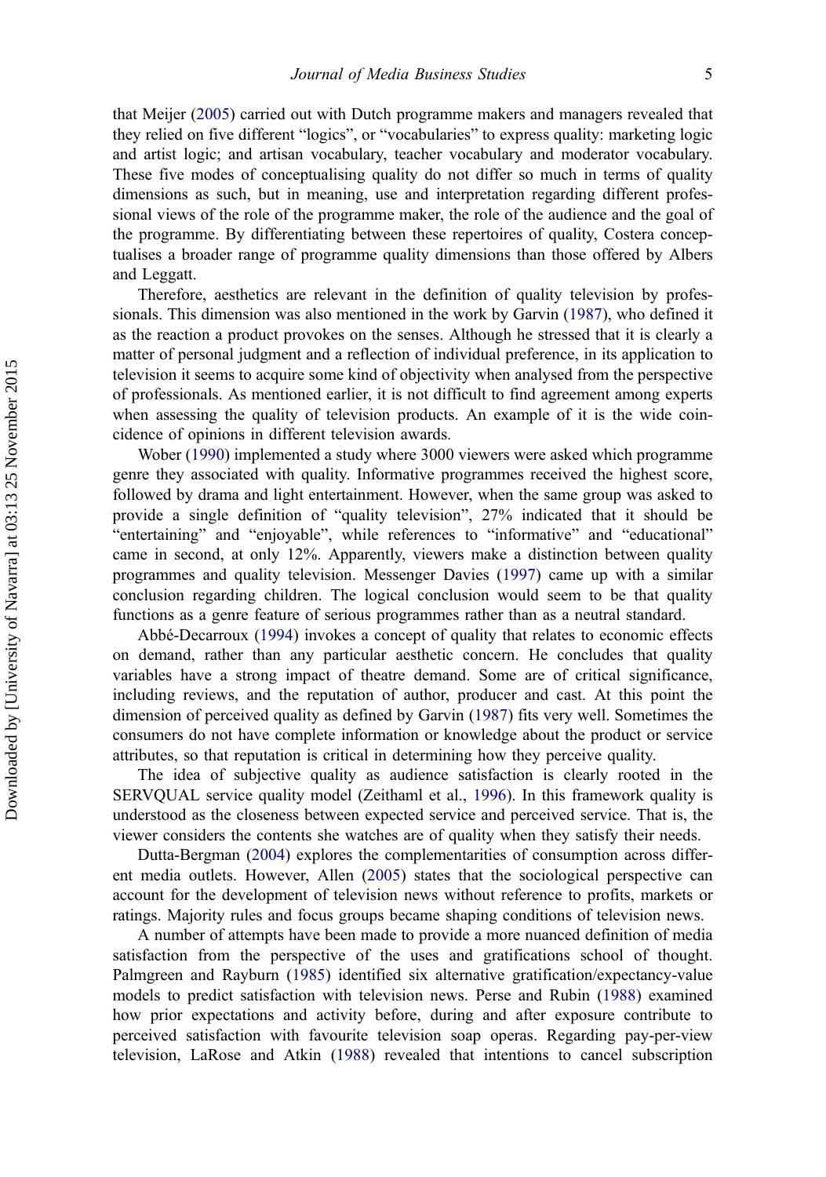that Meijer (2005) carried out with Dutch programme makers and managers revealed that they relied on five different "logics", or "vocabularies" to express quality: marketing logic and artist logic; and artisan vocabulary, teacher vocabulary and moderator vocabulary. These five modes of conceptualising quality do not differ so much in terms of quality dimensions as such, but in meaning, use and interpretation regarding different professional views of the role of the programme maker, the role of the audience and the goal of the programme. By differentiating between these repertoires of quality, Costera conceptualises a broader range of programme quality dimensions than those offered by Albers and Leggatt.

Therefore, aesthetics are relevant in the definition of quality television by professionals. This dimension was also mentioned in the work by Garvin (1987), who defined it as the reaction a product provokes on the senses. Although he stressed that it is clearly a matter of personal judgment and a reflection of individual preference, in its application to television it seems to acquire some kind of objectivity when analysed from the perspective of professionals. As mentioned earlier, it is not difficult to find agreement among experts when assessing the quality of television products. An example of it is the wide coincidence of opinions in different television awards.

Wober (1990) implemented a study where 3000 viewers were asked which programme genre they associated with quality. Informative programmes received the highest score, followed by drama and light entertainment. However, when the same group was asked to provide a single definition of "quality television", 27% indicated that it should be "entertaining" and "enjoyable", while references to "informative" and "educational" came in second, at only 12%. Apparently, viewers make a distinction between quality programmes and quality television. Messenger Davies (1997) came up with a similar conclusion regarding children. The logical conclusion would seem to be that quality functions as a genre feature of serious programmes rather than as a neutral standard.

Abbé-Decarroux (1994) invokes a concept of quality that relates to economic effects on demand, rather than any particular aesthetic concern. He concludes that quality variables have a strong impact of theatre demand. Some are of critical significance, including reviews, and the reputation of author, producer and cast. At this point the dimension of perceived quality as defined by Garvin (1987) fits very well. Sometimes the consumers do not have complete information or knowledge about the product or service attributes, so that reputation is critical in determining how they perceive quality.

The idea of subjective quality as audience satisfaction is clearly rooted in the SERVQUAL service quality model (Zeithaml et al., 1996). In this framework quality is understood as the closeness between expected service and perceived service. That is, the viewer considers the contents she watches are of quality when they satisfy their needs.

Dutta-Bergman (2004) explores the complementarities of consumption across different media outlets. However, Allen (2005) states that the sociological perspective can account for the development of television news without reference to profits, markets or ratings. Majority rules and focus groups became shaping conditions of television news.

A number of attempts have been made to provide a more nuanced definition of media satisfaction from the perspective of the uses and gratifications school of thought. Palmgreen and Rayburn (1985) identified six alternative gratification/expectancy-value models to predict satisfaction with television news. Perse and Rubin (1988) examined how prior expectations and activity before, during and after exposure contribute to perceived satisfaction with favourite television soap operas. Regarding pay-per-view television, LaRose and Atkin (1988) revealed that intentions to cancel subscription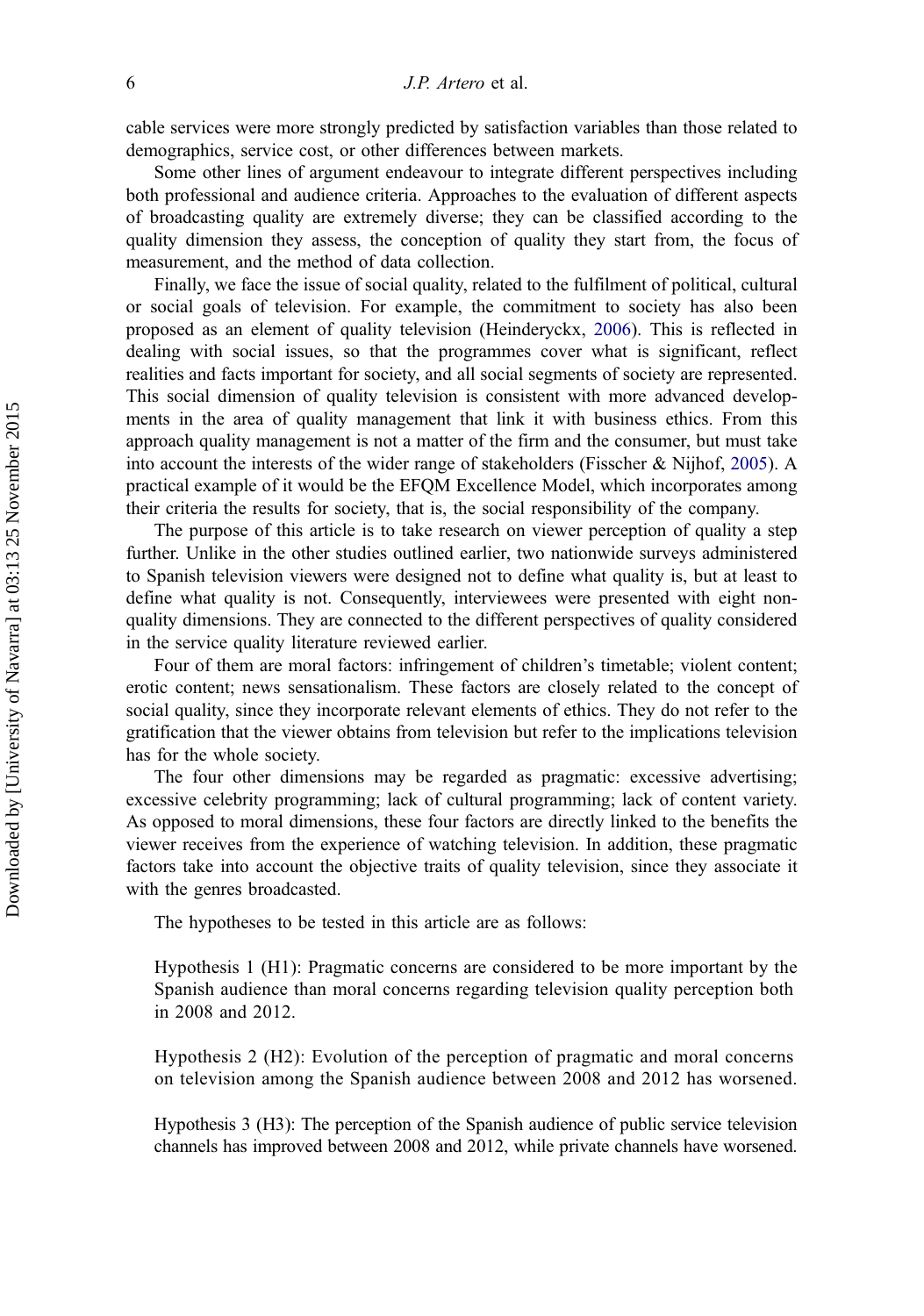cable services were more strongly predicted by satisfaction variables than those related to demographics, service cost, or other differences between markets.

Some other lines of argument endeavour to integrate different perspectives including both professional and audience criteria. Approaches to the evaluation of different aspects of broadcasting quality are extremely diverse; they can be classified according to the quality dimension they assess, the conception of quality they start from, the focus of measurement, and the method of data collection.

Finally, we face the issue of social quality, related to the fulfilment of political, cultural or social goals of television. For example, the commitment to society has also been proposed as an element of quality television (Heinderyckx, 2006). This is reflected in dealing with social issues, so that the programmes cover what is significant, reflect realities and facts important for society, and all social segments of society are represented. This social dimension of quality television is consistent with more advanced developments in the area of quality management that link it with business ethics. From this approach quality management is not a matter of the firm and the consumer, but must take into account the interests of the wider range of stakeholders (Fisscher & Nijhof, 2005). A practical example of it would be the EFQM Excellence Model, which incorporates among their criteria the results for society, that is, the social responsibility of the company.

The purpose of this article is to take research on viewer perception of quality a step further. Unlike in the other studies outlined earlier, two nationwide surveys administered to Spanish television viewers were designed not to define what quality is, but at least to define what quality is not. Consequently, interviewees were presented with eight non-quality dimensions. They are connected to the different perspectives of quality considered in the service quality literature reviewed earlier.

Four of them are moral factors: infringement of children's timetable; violent content; erotic content; news sensationalism. These factors are closely related to the concept of social quality, since they incorporate relevant elements of ethics. They do not refer to the gratification that the viewer obtains from television but refer to the implications television has for the whole society.

The four other dimensions may be regarded as pragmatic: excessive advertising; excessive celebrity programming; lack of cultural programming; lack of content variety. As opposed to moral dimensions, these four factors are directly linked to the benefits the viewer receives from the experience of watching television. In addition, these pragmatic factors take into account the objective traits of quality television, since they associate it with the genres broadcasted.

The hypotheses to be tested in this article are as follows:

Hypothesis 1 (H1): Pragmatic concerns are considered to be more important by the Spanish audience than moral concerns regarding television quality perception both in 2008 and 2012.

Hypothesis 2 (H2): Evolution of the perception of pragmatic and moral concerns on television among the Spanish audience between 2008 and 2012 has worsened.

Hypothesis 3 (H3): The perception of the Spanish audience of public service television channels has improved between 2008 and 2012, while private channels have worsened.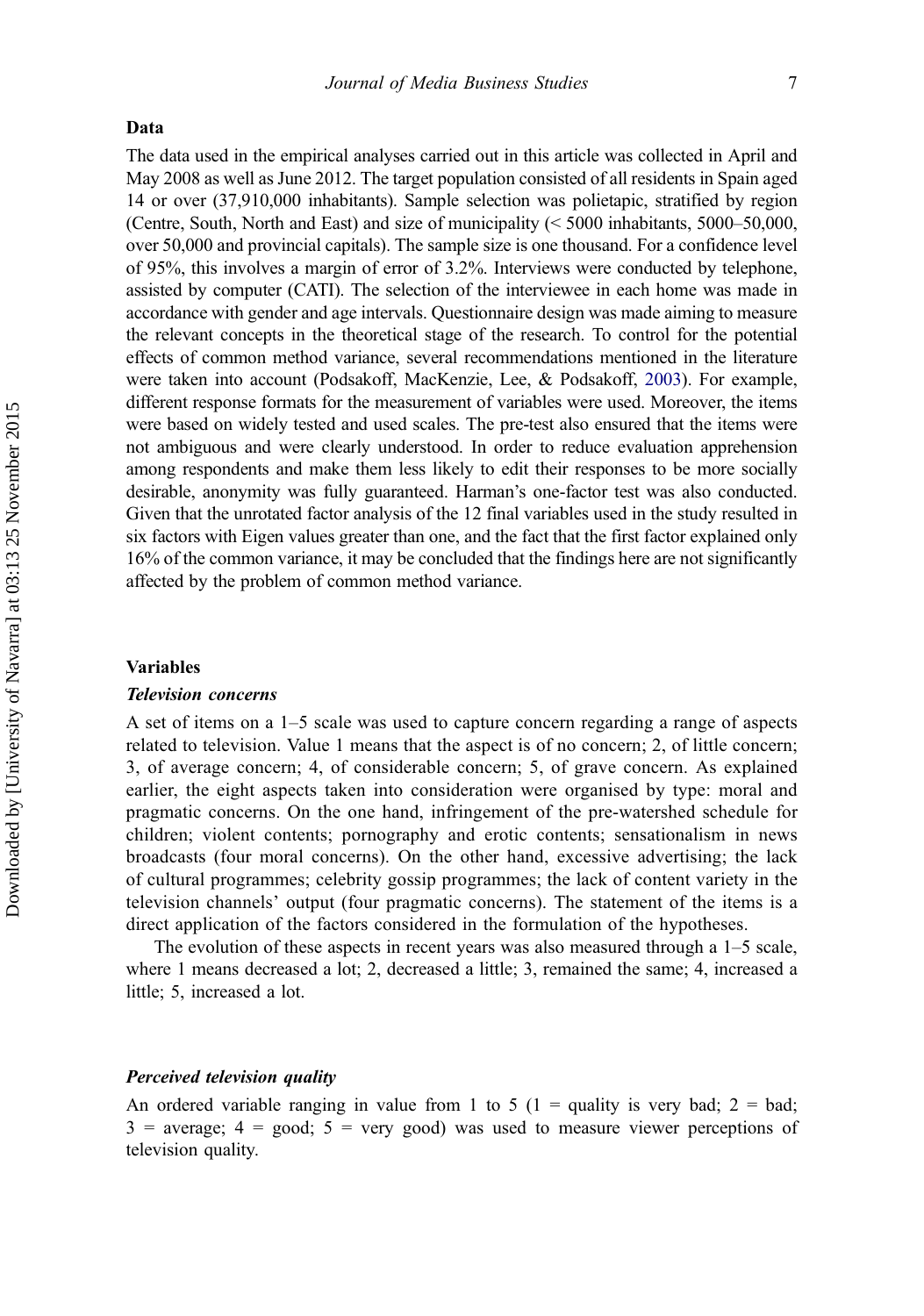## Data

The data used in the empirical analyses carried out in this article was collected in April and May 2008 as well as June 2012. The target population consisted of all residents in Spain aged 14 or over (37,910,000 inhabitants). Sample selection was polietapic, stratified by region (Centre, South, North and East) and size of municipality (< 5000 inhabitants, 5000–50,000, over 50,000 and provincial capitals). The sample size is one thousand. For a confidence level of 95%, this involves a margin of error of 3.2%. Interviews were conducted by telephone, assisted by computer (CATI). The selection of the interviewee in each home was made in accordance with gender and age intervals. Questionnaire design was made aiming to measure the relevant concepts in the theoretical stage of the research. To control for the potential effects of common method variance, several recommendations mentioned in the literature were taken into account (Podsakoff, MacKenzie, Lee, & Podsakoff, 2003). For example, different response formats for the measurement of variables were used. Moreover, the items were based on widely tested and used scales. The pre-test also ensured that the items were not ambiguous and were clearly understood. In order to reduce evaluation apprehension among respondents and make them less likely to edit their responses to be more socially desirable, anonymity was fully guaranteed. Harman's one-factor test was also conducted. Given that the unrotated factor analysis of the 12 final variables used in the study resulted in six factors with Eigen values greater than one, and the fact that the first factor explained only 16% of the common variance, it may be concluded that the findings here are not significantly affected by the problem of common method variance.

## Variables

### *Television concerns*

A set of items on a 1–5 scale was used to capture concern regarding a range of aspects related to television. Value 1 means that the aspect is of no concern; 2, of little concern; 3, of average concern; 4, of considerable concern; 5, of grave concern. As explained earlier, the eight aspects taken into consideration were organised by type: moral and pragmatic concerns. On the one hand, infringement of the pre-watershed schedule for children; violent contents; pornography and erotic contents; sensationalism in news broadcasts (four moral concerns). On the other hand, excessive advertising; the lack of cultural programmes; celebrity gossip programmes; the lack of content variety in the television channels' output (four pragmatic concerns). The statement of the items is a direct application of the factors considered in the formulation of the hypotheses.

The evolution of these aspects in recent years was also measured through a 1–5 scale, where 1 means decreased a lot; 2, decreased a little; 3, remained the same; 4, increased a little; 5, increased a lot.

### *Perceived television quality*

An ordered variable ranging in value from 1 to 5 (1 = quality is very bad; 2 = bad; 3 = average; 4 = good; 5 = very good) was used to measure viewer perceptions of television quality.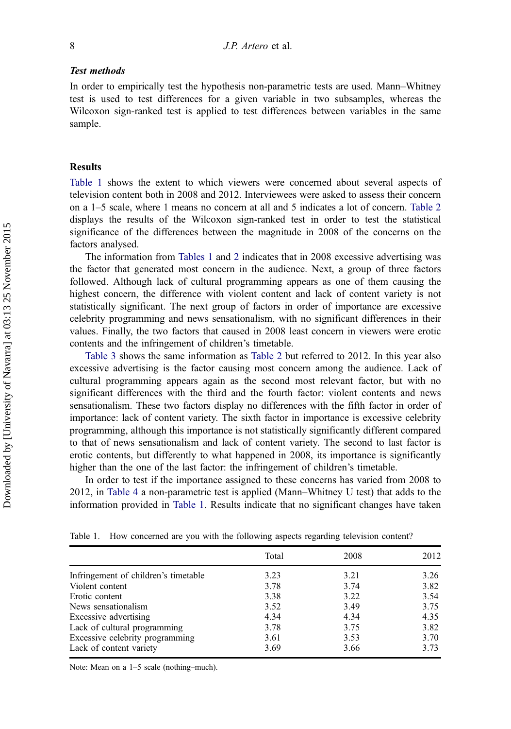### *Test methods*

In order to empirically test the hypothesis non-parametric tests are used. Mann–Whitney test is used to test differences for a given variable in two subsamples, whereas the Wilcoxon sign-ranked test is applied to test differences between variables in the same sample.

## Results

Table 1 shows the extent to which viewers were concerned about several aspects of television content both in 2008 and 2012. Interviewees were asked to assess their concern on a 1–5 scale, where 1 means no concern at all and 5 indicates a lot of concern. Table 2 displays the results of the Wilcoxon sign-ranked test in order to test the statistical significance of the differences between the magnitude in 2008 of the concerns on the factors analysed.

The information from Tables 1 and 2 indicates that in 2008 excessive advertising was the factor that generated most concern in the audience. Next, a group of three factors followed. Although lack of cultural programming appears as one of them causing the highest concern, the difference with violent content and lack of content variety is not statistically significant. The next group of factors in order of importance are excessive celebrity programming and news sensationalism, with no significant differences in their values. Finally, the two factors that caused in 2008 least concern in viewers were erotic contents and the infringement of children's timetable.

Table 3 shows the same information as Table 2 but referred to 2012. In this year also excessive advertising is the factor causing most concern among the audience. Lack of cultural programming appears again as the second most relevant factor, but with no significant differences with the third and the fourth factor: violent contents and news sensationalism. These two factors display no differences with the fifth factor in order of importance: lack of content variety. The sixth factor in importance is excessive celebrity programming, although this importance is not statistically significantly different compared to that of news sensationalism and lack of content variety. The second to last factor is erotic contents, but differently to what happened in 2008, its importance is significantly higher than the one of the last factor: the infringement of children's timetable.

In order to test if the importance assigned to these concerns has varied from 2008 to 2012, in Table 4 a non-parametric test is applied (Mann–Whitney U test) that adds to the information provided in Table 1. Results indicate that no significant changes have taken

Table 1. How concerned are you with the following aspects regarding television content?

| | Total | 2008 | 2012 |
|---|---|---|---|
| Infringement of children's timetable | 3.23 | 3.21 | 3.26 |
| Violent content | 3.78 | 3.74 | 3.82 |
| Erotic content | 3.38 | 3.22 | 3.54 |
| News sensationalism | 3.52 | 3.49 | 3.75 |
| Excessive advertising | 4.34 | 4.34 | 4.35 |
| Lack of cultural programming | 3.78 | 3.75 | 3.82 |
| Excessive celebrity programming | 3.61 | 3.53 | 3.70 |
| Lack of content variety | 3.69 | 3.66 | 3.73 |

Note: Mean on a 1–5 scale (nothing–much).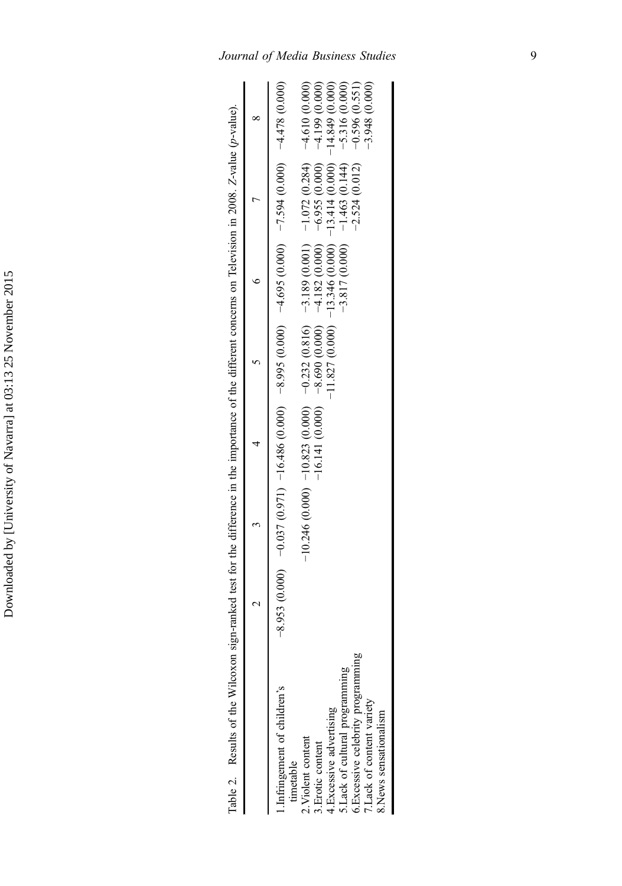Table 2. Results of the Wilcoxon sign-ranked test for the difference in the importance of the different concerns on Television in 2008. Z-value (p-value).

| | 2 | 3 | 4 | 5 | 6 | 7 | 8 |
|---|---|---|---|---|---|---|---|
| 1.Infringement of children's timetable | −8.953 (0.000) | −0.037 (0.971) | −16.486 (0.000) | −8.995 (0.000) | −4.695 (0.000) | −7.594 (0.000) | −4.478 (0.000) |
| 2.Violent content | | −10.246 (0.000) | −10.823 (0.000) | −0.232 (0.816) | −3.189 (0.001) | −1.072 (0.284) | −4.610 (0.000) |
| 3.Erotic content | | | −16.141 (0.000) | −8.690 (0.000) | −4.182 (0.000) | −6.955 (0.000) | −4.199 (0.000) |
| 4.Excessive advertising | | | | −11.827 (0.000) | −13.346 (0.000) | −13.414 (0.000) | −14.849 (0.000) |
| 5.Lack of cultural programming | | | | | −3.817 (0.000) | −1.463 (0.144) | −5.316 (0.000) |
| 6.Excessive celebrity programming | | | | | | −2.524 (0.012) | −0.596 (0.551) |
| 7.Lack of content variety | | | | | | | −3.948 (0.000) |
| 8.News sensationalism | | | | | | | |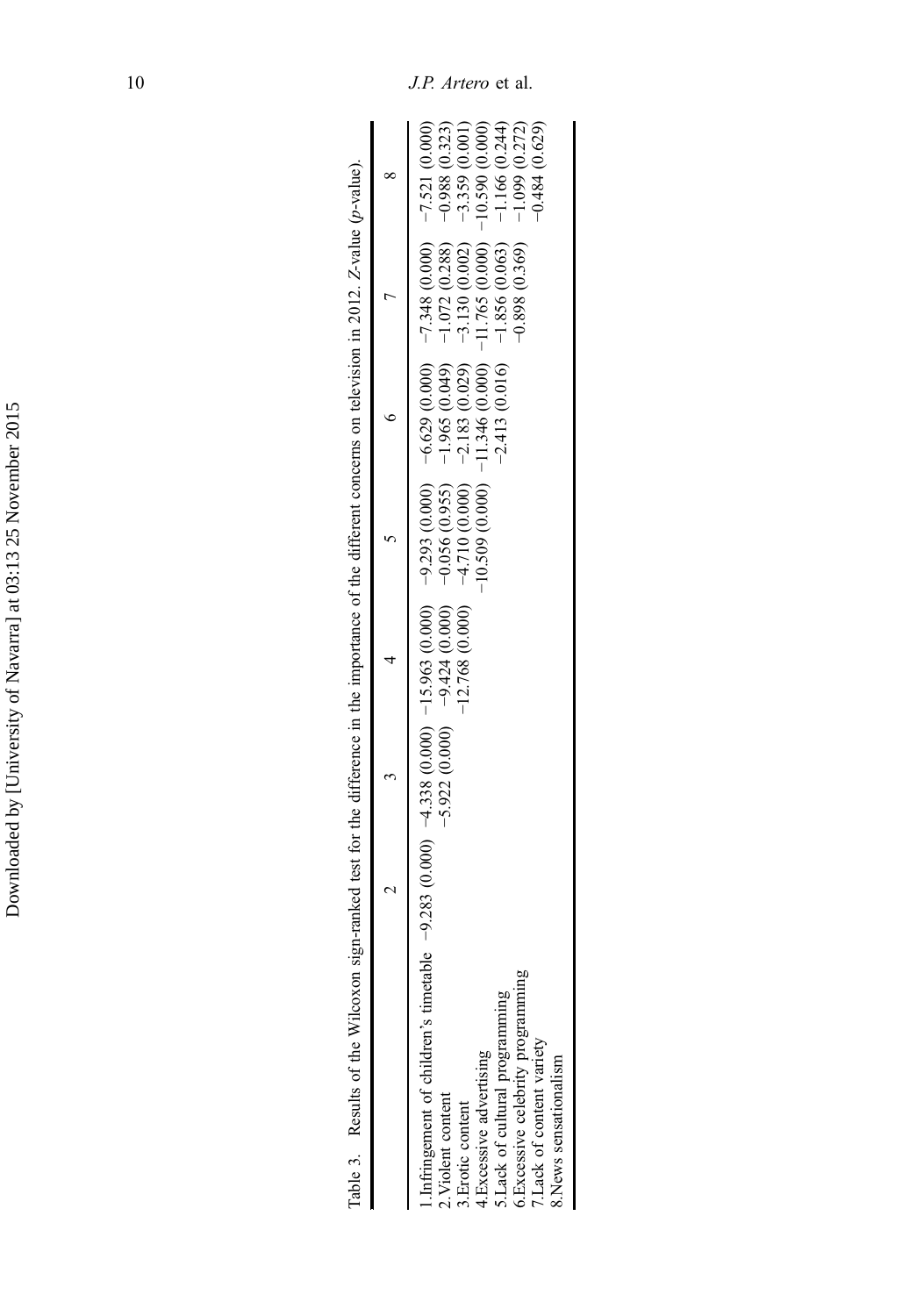Table 3. Results of the Wilcoxon sign-ranked test for the difference in the importance of the different concerns on television in 2012. *Z*-value (*p*-value).

| | 2 | 3 | 4 | 5 | 6 | 7 | 8 |
|---|---|---|---|---|---|---|---|
| 1.Infringement of children's timetable | −9.283 (0.000) | −4.338 (0.000) | −15.963 (0.000) | −9.293 (0.000) | −6.629 (0.000) | −7.348 (0.000) | −7.521 (0.000) |
| 2.Violent content | | −5.922 (0.000) | −9.424 (0.000) | −0.056 (0.955) | −1.965 (0.049) | −1.072 (0.288) | −0.988 (0.323) |
| 3.Erotic content | | | −12.768 (0.000) | −4.710 (0.000) | −2.183 (0.029) | −3.130 (0.002) | −3.359 (0.001) |
| 4.Excessive advertising | | | | −10.509 (0.000) | −11.346 (0.000) | −11.765 (0.000) | −10.590 (0.000) |
| 5.Lack of cultural programming | | | | | −2.413 (0.016) | −1.856 (0.063) | −1.166 (0.244) |
| 6.Excessive celebrity programming | | | | | | −0.898 (0.369) | −1.099 (0.272) |
| 7.Lack of content variety | | | | | | | −0.484 (0.629) |
| 8.News sensationalism | | | | | | | |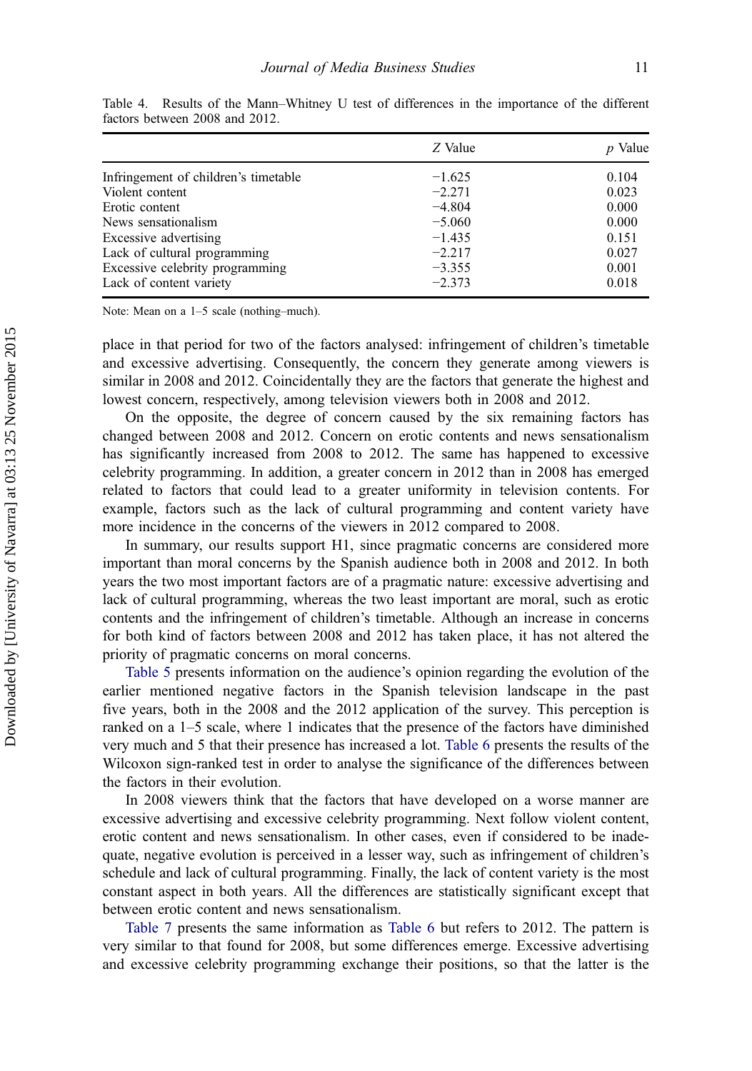Table 4. Results of the Mann–Whitney U test of differences in the importance of the different factors between 2008 and 2012.

| | $Z$ Value | $p$ Value |
|---|---|---|
| Infringement of children's timetable | −1.625 | 0.104 |
| Violent content | −2.271 | 0.023 |
| Erotic content | −4.804 | 0.000 |
| News sensationalism | −5.060 | 0.000 |
| Excessive advertising | −1.435 | 0.151 |
| Lack of cultural programming | −2.217 | 0.027 |
| Excessive celebrity programming | −3.355 | 0.001 |
| Lack of content variety | −2.373 | 0.018 |

Note: Mean on a 1–5 scale (nothing–much).

place in that period for two of the factors analysed: infringement of children's timetable and excessive advertising. Consequently, the concern they generate among viewers is similar in 2008 and 2012. Coincidentally they are the factors that generate the highest and lowest concern, respectively, among television viewers both in 2008 and 2012.

On the opposite, the degree of concern caused by the six remaining factors has changed between 2008 and 2012. Concern on erotic contents and news sensationalism has significantly increased from 2008 to 2012. The same has happened to excessive celebrity programming. In addition, a greater concern in 2012 than in 2008 has emerged related to factors that could lead to a greater uniformity in television contents. For example, factors such as the lack of cultural programming and content variety have more incidence in the concerns of the viewers in 2012 compared to 2008.

In summary, our results support H1, since pragmatic concerns are considered more important than moral concerns by the Spanish audience both in 2008 and 2012. In both years the two most important factors are of a pragmatic nature: excessive advertising and lack of cultural programming, whereas the two least important are moral, such as erotic contents and the infringement of children's timetable. Although an increase in concerns for both kind of factors between 2008 and 2012 has taken place, it has not altered the priority of pragmatic concerns on moral concerns.

Table 5 presents information on the audience's opinion regarding the evolution of the earlier mentioned negative factors in the Spanish television landscape in the past five years, both in the 2008 and the 2012 application of the survey. This perception is ranked on a 1–5 scale, where 1 indicates that the presence of the factors have diminished very much and 5 that their presence has increased a lot. Table 6 presents the results of the Wilcoxon sign-ranked test in order to analyse the significance of the differences between the factors in their evolution.

In 2008 viewers think that the factors that have developed on a worse manner are excessive advertising and excessive celebrity programming. Next follow violent content, erotic content and news sensationalism. In other cases, even if considered to be inadequate, negative evolution is perceived in a lesser way, such as infringement of children's schedule and lack of cultural programming. Finally, the lack of content variety is the most constant aspect in both years. All the differences are statistically significant except that between erotic content and news sensationalism.

Table 7 presents the same information as Table 6 but refers to 2012. The pattern is very similar to that found for 2008, but some differences emerge. Excessive advertising and excessive celebrity programming exchange their positions, so that the latter is the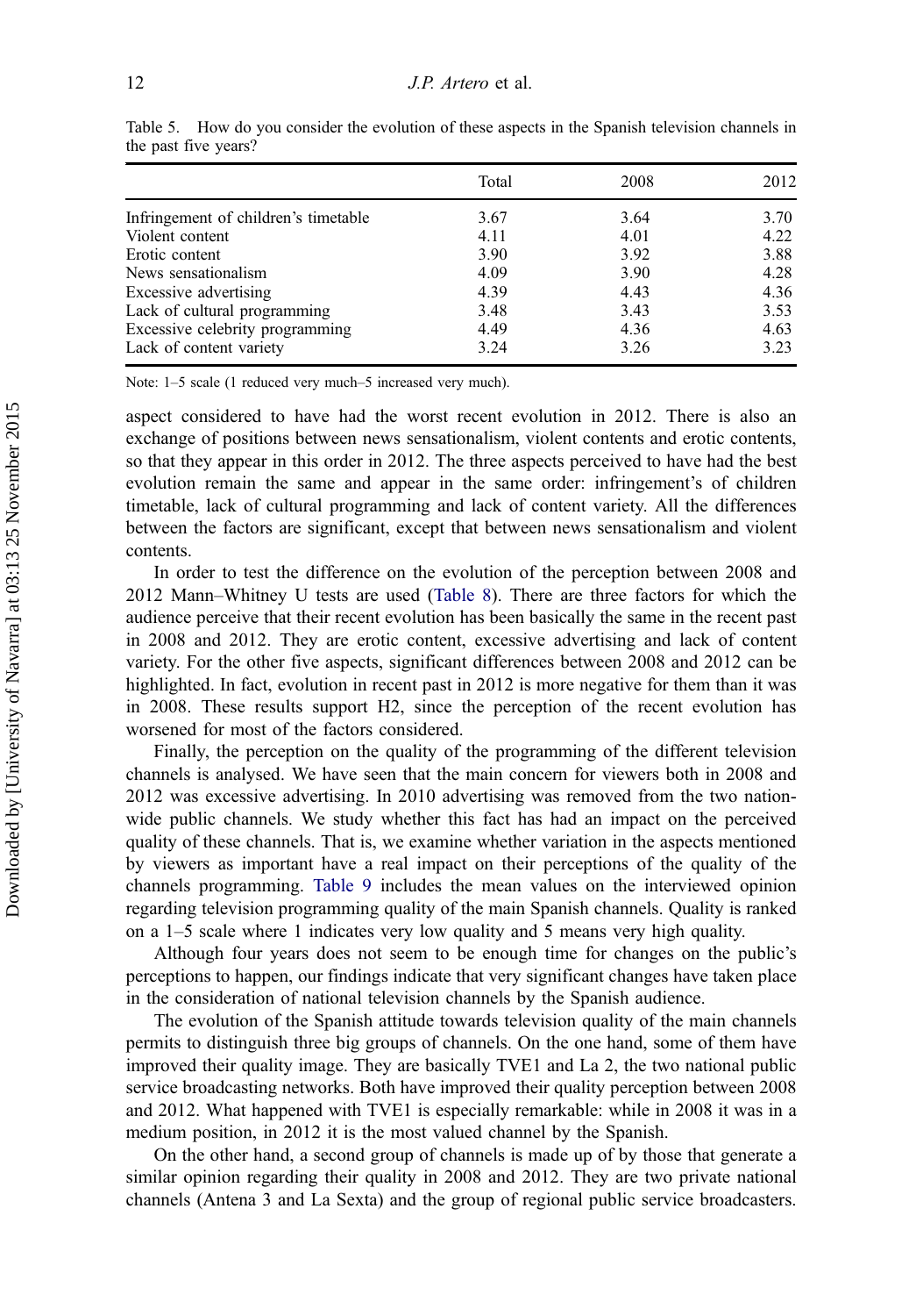Table 5. How do you consider the evolution of these aspects in the Spanish television channels in the past five years?

| | Total | 2008 | 2012 |
|---|---|---|---|
| Infringement of children's timetable | 3.67 | 3.64 | 3.70 |
| Violent content | 4.11 | 4.01 | 4.22 |
| Erotic content | 3.90 | 3.92 | 3.88 |
| News sensationalism | 4.09 | 3.90 | 4.28 |
| Excessive advertising | 4.39 | 4.43 | 4.36 |
| Lack of cultural programming | 3.48 | 3.43 | 3.53 |
| Excessive celebrity programming | 4.49 | 4.36 | 4.63 |
| Lack of content variety | 3.24 | 3.26 | 3.23 |

Note: 1–5 scale (1 reduced very much–5 increased very much).

aspect considered to have had the worst recent evolution in 2012. There is also an exchange of positions between news sensationalism, violent contents and erotic contents, so that they appear in this order in 2012. The three aspects perceived to have had the best evolution remain the same and appear in the same order: infringement's of children timetable, lack of cultural programming and lack of content variety. All the differences between the factors are significant, except that between news sensationalism and violent contents.

In order to test the difference on the evolution of the perception between 2008 and 2012 Mann–Whitney U tests are used (Table 8). There are three factors for which the audience perceive that their recent evolution has been basically the same in the recent past in 2008 and 2012. They are erotic content, excessive advertising and lack of content variety. For the other five aspects, significant differences between 2008 and 2012 can be highlighted. In fact, evolution in recent past in 2012 is more negative for them than it was in 2008. These results support H2, since the perception of the recent evolution has worsened for most of the factors considered.

Finally, the perception on the quality of the programming of the different television channels is analysed. We have seen that the main concern for viewers both in 2008 and 2012 was excessive advertising. In 2010 advertising was removed from the two nationwide public channels. We study whether this fact has had an impact on the perceived quality of these channels. That is, we examine whether variation in the aspects mentioned by viewers as important have a real impact on their perceptions of the quality of the channels programming. Table 9 includes the mean values on the interviewed opinion regarding television programming quality of the main Spanish channels. Quality is ranked on a 1–5 scale where 1 indicates very low quality and 5 means very high quality.

Although four years does not seem to be enough time for changes on the public's perceptions to happen, our findings indicate that very significant changes have taken place in the consideration of national television channels by the Spanish audience.

The evolution of the Spanish attitude towards television quality of the main channels permits to distinguish three big groups of channels. On the one hand, some of them have improved their quality image. They are basically TVE1 and La 2, the two national public service broadcasting networks. Both have improved their quality perception between 2008 and 2012. What happened with TVE1 is especially remarkable: while in 2008 it was in a medium position, in 2012 it is the most valued channel by the Spanish.

On the other hand, a second group of channels is made up of by those that generate a similar opinion regarding their quality in 2008 and 2012. They are two private national channels (Antena 3 and La Sexta) and the group of regional public service broadcasters.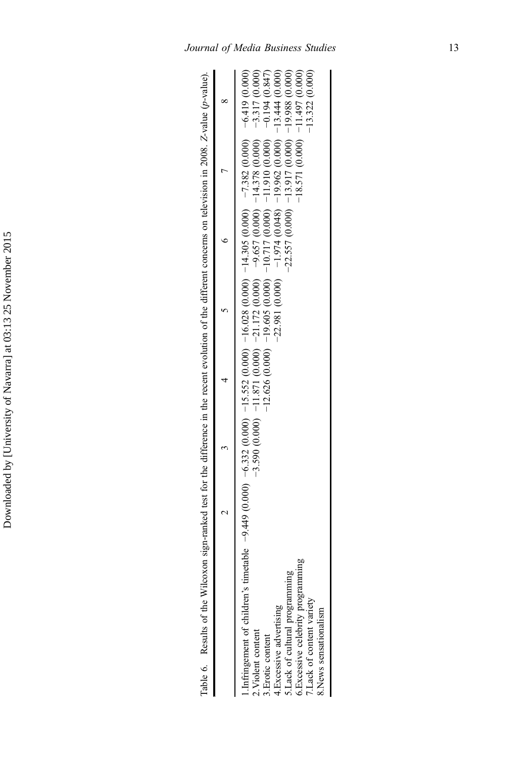Table 6. Results of the Wilcoxon sign-ranked test for the difference in the recent evolution of the different concerns on television in 2008. *Z*-value (*p*-value).

| | 2 | 3 | 4 | 5 | 6 | 7 | 8 |
|---|---|---|---|---|---|---|---|
| 1.Infringement of children's timetable | −9.449 (0.000) | −6.332 (0.000) | −15.552 (0.000) | −16.028 (0.000) | −14.305 (0.000) | −7.382 (0.000) | −6.419 (0.000) |
| 2.Violent content | | −3.590 (0.000) | −11.871 (0.000) | −21.172 (0.000) | −9.657 (0.000) | −14.378 (0.000) | −3.317 (0.000) |
| 3.Erotic content | | | −12.626 (0.000) | −19.605 (0.000) | −10.717 (0.000) | −11.910 (0.000) | −0.194 (0.847) |
| 4.Excessive advertising | | | | −22.981 (0.000) | −1.974 (0.048) | −19.962 (0.000) | −13.444 (0.000) |
| 5.Lack of cultural programming | | | | | −22.557 (0.000) | −13.917 (0.000) | −19.988 (0.000) |
| 6.Excessive celebrity programming | | | | | | −18.571 (0.000) | −11.497 (0.000) |
| 7.Lack of content variety | | | | | | | −13.322 (0.000) |
| 8.News sensationalism | | | | | | | |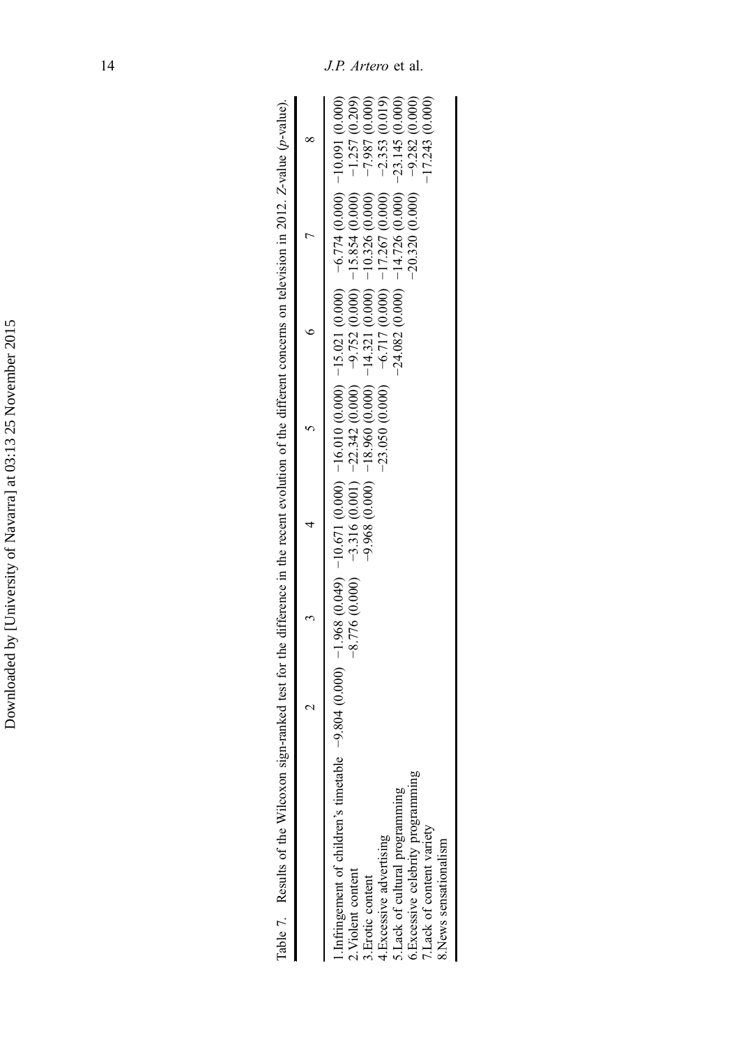Table 7. Results of the Wilcoxon sign-ranked test for the difference in the recent evolution of the different concerns on television in 2012. *Z*-value (*p*-value).

| | 2 | 3 | 4 | 5 | 6 | 7 | 8 |
|---|---|---|---|---|---|---|---|
| 1.Infringement of children's timetable | −9.804 (0.000) | −1.968 (0.049) | −10.671 (0.000) | −16.010 (0.000) | −15.021 (0.000) | −6.774 (0.000) | −10.091 (0.000) |
| 2.Violent content | | −8.776 (0.000) | −3.316 (0.001) | −22.342 (0.000) | −9.752 (0.000) | −15.854 (0.000) | −1.257 (0.209) |
| 3.Erotic content | | | −9.968 (0.000) | −18.960 (0.000) | −14.321 (0.000) | −10.326 (0.000) | −7.987 (0.000) |
| 4.Excessive advertising | | | | −23.050 (0.000) | −6.717 (0.000) | −17.267 (0.000) | −2.353 (0.019) |
| 5.Lack of cultural programming | | | | | −24.082 (0.000) | −14.726 (0.000) | −23.145 (0.000) |
| 6.Excessive celebrity programming | | | | | | −20.320 (0.000) | −9.282 (0.000) |
| 7.Lack of content variety | | | | | | | −17.243 (0.000) |
| 8.News sensationalism | | | | | | | |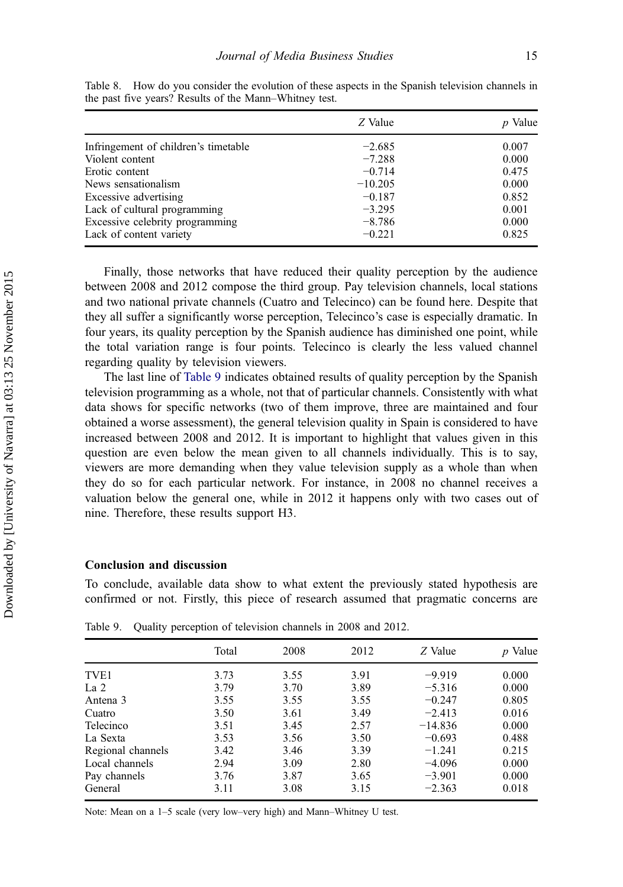Table 8. How do you consider the evolution of these aspects in the Spanish television channels in the past five years? Results of the Mann–Whitney test.

| | *Z* Value | *p* Value |
|---|---|---|
| Infringement of children's timetable | −2.685 | 0.007 |
| Violent content | −7.288 | 0.000 |
| Erotic content | −0.714 | 0.475 |
| News sensationalism | −10.205 | 0.000 |
| Excessive advertising | −0.187 | 0.852 |
| Lack of cultural programming | −3.295 | 0.001 |
| Excessive celebrity programming | −8.786 | 0.000 |
| Lack of content variety | −0.221 | 0.825 |

Finally, those networks that have reduced their quality perception by the audience between 2008 and 2012 compose the third group. Pay television channels, local stations and two national private channels (Cuatro and Telecinco) can be found here. Despite that they all suffer a significantly worse perception, Telecinco's case is especially dramatic. In four years, its quality perception by the Spanish audience has diminished one point, while the total variation range is four points. Telecinco is clearly the less valued channel regarding quality by television viewers.

The last line of Table 9 indicates obtained results of quality perception by the Spanish television programming as a whole, not that of particular channels. Consistently with what data shows for specific networks (two of them improve, three are maintained and four obtained a worse assessment), the general television quality in Spain is considered to have increased between 2008 and 2012. It is important to highlight that values given in this question are even below the mean given to all channels individually. This is to say, viewers are more demanding when they value television supply as a whole than when they do so for each particular network. For instance, in 2008 no channel receives a valuation below the general one, while in 2012 it happens only with two cases out of nine. Therefore, these results support H3.

## Conclusion and discussion

To conclude, available data show to what extent the previously stated hypothesis are confirmed or not. Firstly, this piece of research assumed that pragmatic concerns are

Table 9. Quality perception of television channels in 2008 and 2012.

| | Total | 2008 | 2012 | *Z* Value | *p* Value |
|---|---|---|---|---|---|
| TVE1 | 3.73 | 3.55 | 3.91 | −9.919 | 0.000 |
| La 2 | 3.79 | 3.70 | 3.89 | −5.316 | 0.000 |
| Antena 3 | 3.55 | 3.55 | 3.55 | −0.247 | 0.805 |
| Cuatro | 3.50 | 3.61 | 3.49 | −2.413 | 0.016 |
| Telecinco | 3.51 | 3.45 | 2.57 | −14.836 | 0.000 |
| La Sexta | 3.53 | 3.56 | 3.50 | −0.693 | 0.488 |
| Regional channels | 3.42 | 3.46 | 3.39 | −1.241 | 0.215 |
| Local channels | 2.94 | 3.09 | 2.80 | −4.096 | 0.000 |
| Pay channels | 3.76 | 3.87 | 3.65 | −3.901 | 0.000 |
| General | 3.11 | 3.08 | 3.15 | −2.363 | 0.018 |

Note: Mean on a 1–5 scale (very low–very high) and Mann–Whitney U test.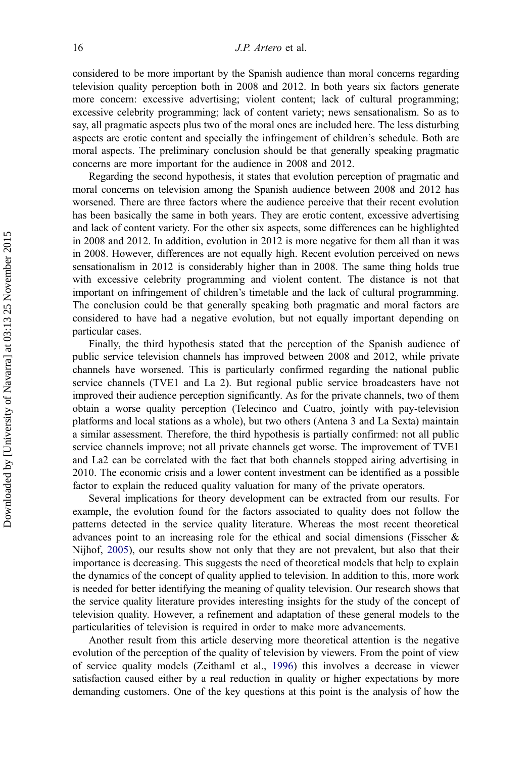considered to be more important by the Spanish audience than moral concerns regarding television quality perception both in 2008 and 2012. In both years six factors generate more concern: excessive advertising; violent content; lack of cultural programming; excessive celebrity programming; lack of content variety; news sensationalism. So as to say, all pragmatic aspects plus two of the moral ones are included here. The less disturbing aspects are erotic content and specially the infringement of children's schedule. Both are moral aspects. The preliminary conclusion should be that generally speaking pragmatic concerns are more important for the audience in 2008 and 2012.

Regarding the second hypothesis, it states that evolution perception of pragmatic and moral concerns on television among the Spanish audience between 2008 and 2012 has worsened. There are three factors where the audience perceive that their recent evolution has been basically the same in both years. They are erotic content, excessive advertising and lack of content variety. For the other six aspects, some differences can be highlighted in 2008 and 2012. In addition, evolution in 2012 is more negative for them all than it was in 2008. However, differences are not equally high. Recent evolution perceived on news sensationalism in 2012 is considerably higher than in 2008. The same thing holds true with excessive celebrity programming and violent content. The distance is not that important on infringement of children's timetable and the lack of cultural programming. The conclusion could be that generally speaking both pragmatic and moral factors are considered to have had a negative evolution, but not equally important depending on particular cases.

Finally, the third hypothesis stated that the perception of the Spanish audience of public service television channels has improved between 2008 and 2012, while private channels have worsened. This is particularly confirmed regarding the national public service channels (TVE1 and La 2). But regional public service broadcasters have not improved their audience perception significantly. As for the private channels, two of them obtain a worse quality perception (Telecinco and Cuatro, jointly with pay-television platforms and local stations as a whole), but two others (Antena 3 and La Sexta) maintain a similar assessment. Therefore, the third hypothesis is partially confirmed: not all public service channels improve; not all private channels get worse. The improvement of TVE1 and La2 can be correlated with the fact that both channels stopped airing advertising in 2010. The economic crisis and a lower content investment can be identified as a possible factor to explain the reduced quality valuation for many of the private operators.

Several implications for theory development can be extracted from our results. For example, the evolution found for the factors associated to quality does not follow the patterns detected in the service quality literature. Whereas the most recent theoretical advances point to an increasing role for the ethical and social dimensions (Fisscher & Nijhof, 2005), our results show not only that they are not prevalent, but also that their importance is decreasing. This suggests the need of theoretical models that help to explain the dynamics of the concept of quality applied to television. In addition to this, more work is needed for better identifying the meaning of quality television. Our research shows that the service quality literature provides interesting insights for the study of the concept of television quality. However, a refinement and adaptation of these general models to the particularities of television is required in order to make more advancements.

Another result from this article deserving more theoretical attention is the negative evolution of the perception of the quality of television by viewers. From the point of view of service quality models (Zeithaml et al., 1996) this involves a decrease in viewer satisfaction caused either by a real reduction in quality or higher expectations by more demanding customers. One of the key questions at this point is the analysis of how the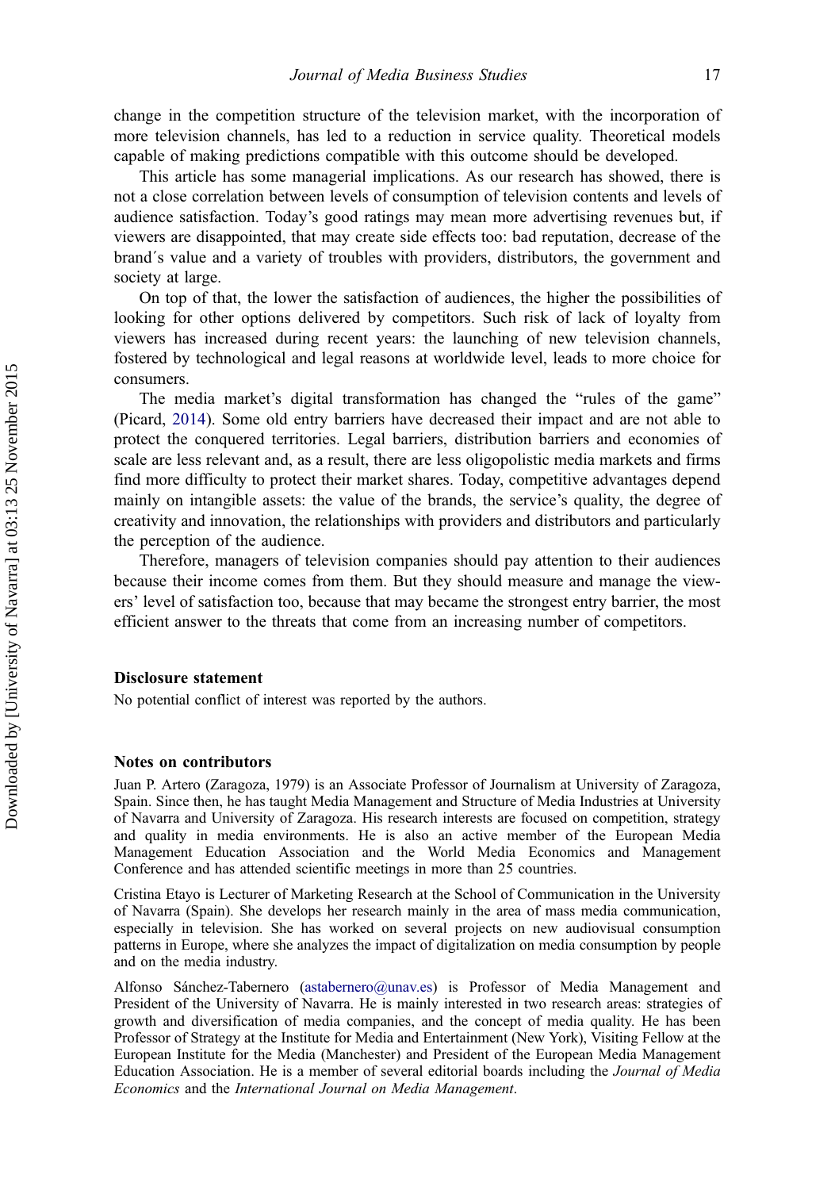change in the competition structure of the television market, with the incorporation of more television channels, has led to a reduction in service quality. Theoretical models capable of making predictions compatible with this outcome should be developed.

This article has some managerial implications. As our research has showed, there is not a close correlation between levels of consumption of television contents and levels of audience satisfaction. Today's good ratings may mean more advertising revenues but, if viewers are disappointed, that may create side effects too: bad reputation, decrease of the brand´s value and a variety of troubles with providers, distributors, the government and society at large.

On top of that, the lower the satisfaction of audiences, the higher the possibilities of looking for other options delivered by competitors. Such risk of lack of loyalty from viewers has increased during recent years: the launching of new television channels, fostered by technological and legal reasons at worldwide level, leads to more choice for consumers.

The media market's digital transformation has changed the "rules of the game" (Picard, 2014). Some old entry barriers have decreased their impact and are not able to protect the conquered territories. Legal barriers, distribution barriers and economies of scale are less relevant and, as a result, there are less oligopolistic media markets and firms find more difficulty to protect their market shares. Today, competitive advantages depend mainly on intangible assets: the value of the brands, the service's quality, the degree of creativity and innovation, the relationships with providers and distributors and particularly the perception of the audience.

Therefore, managers of television companies should pay attention to their audiences because their income comes from them. But they should measure and manage the viewers' level of satisfaction too, because that may became the strongest entry barrier, the most efficient answer to the threats that come from an increasing number of competitors.

## Disclosure statement

No potential conflict of interest was reported by the authors.

## Notes on contributors

Juan P. Artero (Zaragoza, 1979) is an Associate Professor of Journalism at University of Zaragoza, Spain. Since then, he has taught Media Management and Structure of Media Industries at University of Navarra and University of Zaragoza. His research interests are focused on competition, strategy and quality in media environments. He is also an active member of the European Media Management Education Association and the World Media Economics and Management Conference and has attended scientific meetings in more than 25 countries.

Cristina Etayo is Lecturer of Marketing Research at the School of Communication in the University of Navarra (Spain). She develops her research mainly in the area of mass media communication, especially in television. She has worked on several projects on new audiovisual consumption patterns in Europe, where she analyzes the impact of digitalization on media consumption by people and on the media industry.

Alfonso Sánchez-Tabernero (astabernero@unav.es) is Professor of Media Management and President of the University of Navarra. He is mainly interested in two research areas: strategies of growth and diversification of media companies, and the concept of media quality. He has been Professor of Strategy at the Institute for Media and Entertainment (New York), Visiting Fellow at the European Institute for the Media (Manchester) and President of the European Media Management Education Association. He is a member of several editorial boards including the *Journal of Media Economics* and the *International Journal on Media Management*.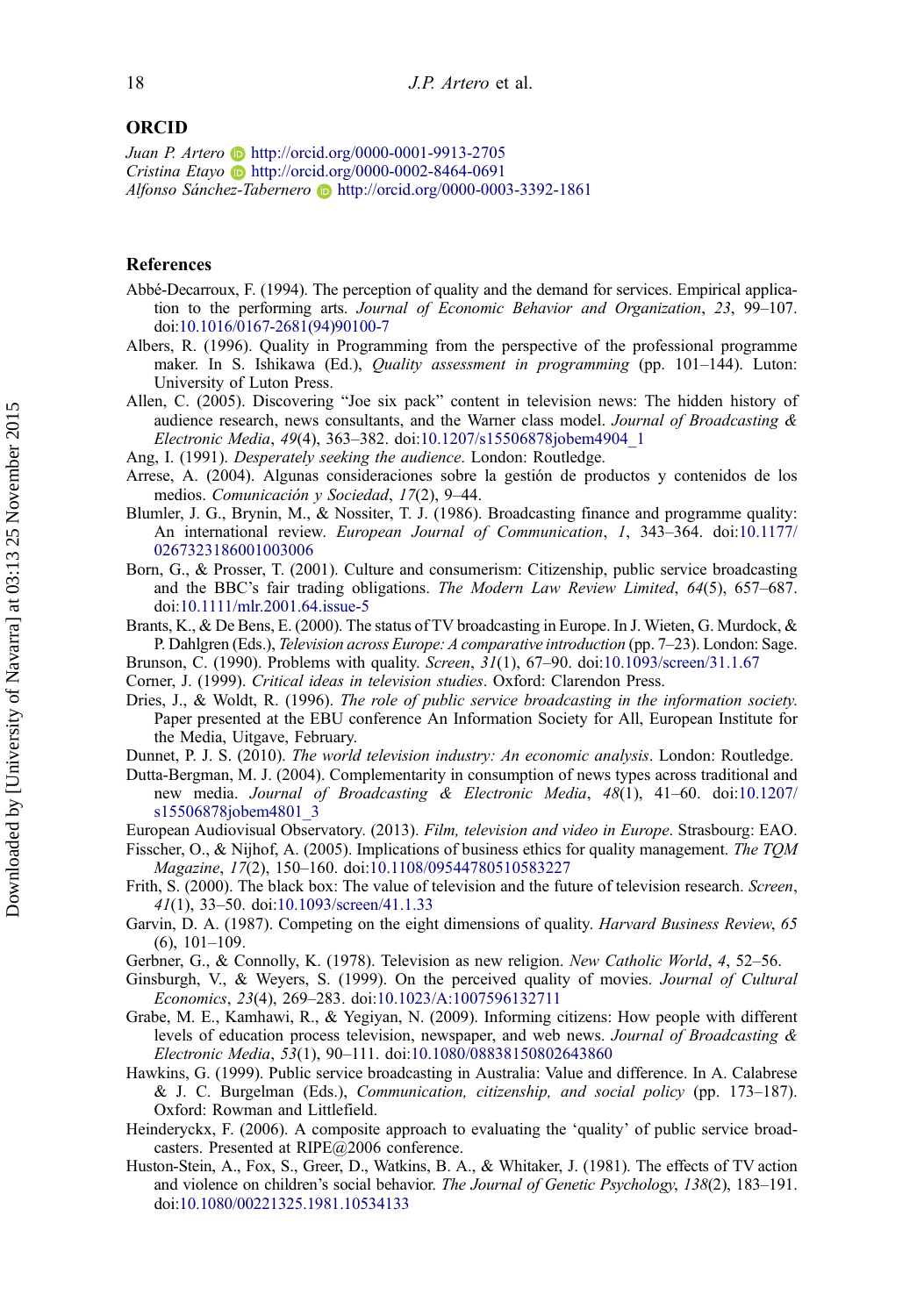## ORCID

*Juan P. Artero* http://orcid.org/0000-0001-9913-2705
*Cristina Etayo* http://orcid.org/0000-0002-8464-0691
*Alfonso Sánchez-Tabernero* http://orcid.org/0000-0003-3392-1861

## References

Abbé-Decarroux, F. (1994). The perception of quality and the demand for services. Empirical application to the performing arts. *Journal of Economic Behavior and Organization*, *23*, 99–107. doi:10.1016/0167-2681(94)90100-7

Albers, R. (1996). Quality in Programming from the perspective of the professional programme maker. In S. Ishikawa (Ed.), *Quality assessment in programming* (pp. 101–144). Luton: University of Luton Press.

Allen, C. (2005). Discovering "Joe six pack" content in television news: The hidden history of audience research, news consultants, and the Warner class model. *Journal of Broadcasting & Electronic Media*, *49*(4), 363–382. doi:10.1207/s15506878jobem4904_1

Ang, I. (1991). *Desperately seeking the audience*. London: Routledge.

Arrese, A. (2004). Algunas consideraciones sobre la gestión de productos y contenidos de los medios. *Comunicación y Sociedad*, *17*(2), 9–44.

Blumler, J. G., Brynin, M., & Nossiter, T. J. (1986). Broadcasting finance and programme quality: An international review. *European Journal of Communication*, *1*, 343–364. doi:10.1177/0267323186001003006

Born, G., & Prosser, T. (2001). Culture and consumerism: Citizenship, public service broadcasting and the BBC's fair trading obligations. *The Modern Law Review Limited*, *64*(5), 657–687. doi:10.1111/mlr.2001.64.issue-5

Brants, K., & De Bens, E. (2000). The status of TV broadcasting in Europe. In J. Wieten, G. Murdock, & P. Dahlgren (Eds.), *Television across Europe: A comparative introduction* (pp. 7–23). London: Sage.

Brunson, C. (1990). Problems with quality. *Screen*, *31*(1), 67–90. doi:10.1093/screen/31.1.67

Corner, J. (1999). *Critical ideas in television studies*. Oxford: Clarendon Press.

Dries, J., & Woldt, R. (1996). *The role of public service broadcasting in the information society*. Paper presented at the EBU conference An Information Society for All, European Institute for the Media, Uitgave, February.

Dunnet, P. J. S. (2010). *The world television industry: An economic analysis*. London: Routledge.

Dutta-Bergman, M. J. (2004). Complementarity in consumption of news types across traditional and new media. *Journal of Broadcasting & Electronic Media*, *48*(1), 41–60. doi:10.1207/s15506878jobem4801_3

European Audiovisual Observatory. (2013). *Film, television and video in Europe*. Strasbourg: EAO.

Fisscher, O., & Nijhof, A. (2005). Implications of business ethics for quality management. *The TQM Magazine*, *17*(2), 150–160. doi:10.1108/09544780510583227

Frith, S. (2000). The black box: The value of television and the future of television research. *Screen*, *41*(1), 33–50. doi:10.1093/screen/41.1.33

Garvin, D. A. (1987). Competing on the eight dimensions of quality. *Harvard Business Review*, *65* (6), 101–109.

Gerbner, G., & Connolly, K. (1978). Television as new religion. *New Catholic World*, *4*, 52–56.

Ginsburgh, V., & Weyers, S. (1999). On the perceived quality of movies. *Journal of Cultural Economics*, *23*(4), 269–283. doi:10.1023/A:1007596132711

Grabe, M. E., Kamhawi, R., & Yegiyan, N. (2009). Informing citizens: How people with different levels of education process television, newspaper, and web news. *Journal of Broadcasting & Electronic Media*, *53*(1), 90–111. doi:10.1080/08838150802643860

Hawkins, G. (1999). Public service broadcasting in Australia: Value and difference. In A. Calabrese & J. C. Burgelman (Eds.), *Communication, citizenship, and social policy* (pp. 173–187). Oxford: Rowman and Littlefield.

Heinderyckx, F. (2006). A composite approach to evaluating the 'quality' of public service broadcasters. Presented at RIPE@2006 conference.

Huston-Stein, A., Fox, S., Greer, D., Watkins, B. A., & Whitaker, J. (1981). The effects of TV action and violence on children's social behavior. *The Journal of Genetic Psychology*, *138*(2), 183–191. doi:10.1080/00221325.1981.10534133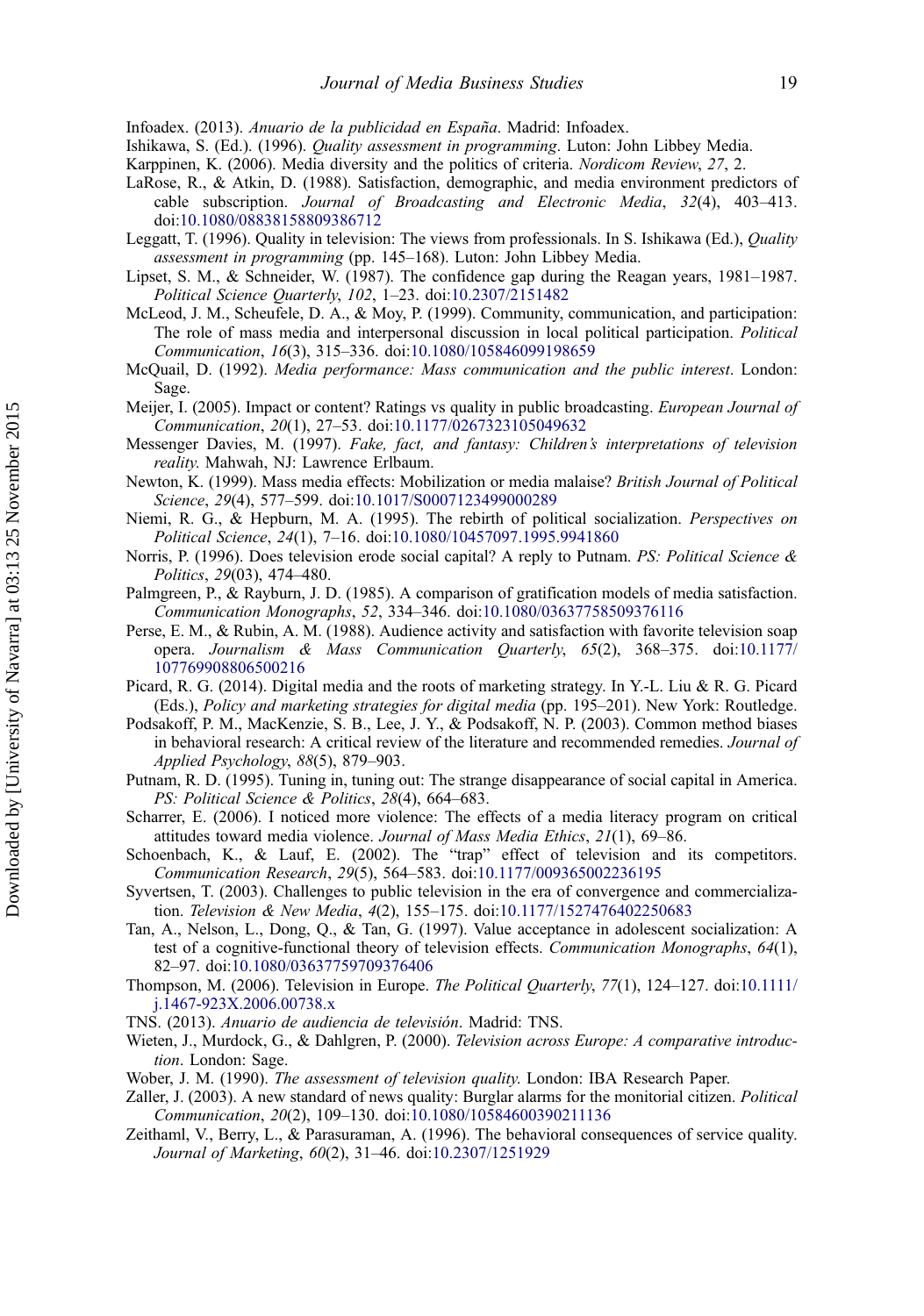Infoadex. (2013). *Anuario de la publicidad en España*. Madrid: Infoadex.

Ishikawa, S. (Ed.). (1996). *Quality assessment in programming*. Luton: John Libbey Media.

Karppinen, K. (2006). Media diversity and the politics of criteria. *Nordicom Review*, *27*, 2.

LaRose, R., & Atkin, D. (1988). Satisfaction, demographic, and media environment predictors of cable subscription. *Journal of Broadcasting and Electronic Media*, *32*(4), 403–413. doi:10.1080/08838158809386712

Leggatt, T. (1996). Quality in television: The views from professionals. In S. Ishikawa (Ed.), *Quality assessment in programming* (pp. 145–168). Luton: John Libbey Media.

Lipset, S. M., & Schneider, W. (1987). The confidence gap during the Reagan years, 1981–1987. *Political Science Quarterly*, *102*, 1–23. doi:10.2307/2151482

McLeod, J. M., Scheufele, D. A., & Moy, P. (1999). Community, communication, and participation: The role of mass media and interpersonal discussion in local political participation. *Political Communication*, *16*(3), 315–336. doi:10.1080/105846099198659

McQuail, D. (1992). *Media performance: Mass communication and the public interest*. London: Sage.

Meijer, I. (2005). Impact or content? Ratings vs quality in public broadcasting. *European Journal of Communication*, *20*(1), 27–53. doi:10.1177/0267323105049632

Messenger Davies, M. (1997). *Fake, fact, and fantasy: Children's interpretations of television reality*. Mahwah, NJ: Lawrence Erlbaum.

Newton, K. (1999). Mass media effects: Mobilization or media malaise? *British Journal of Political Science*, *29*(4), 577–599. doi:10.1017/S0007123499000289

Niemi, R. G., & Hepburn, M. A. (1995). The rebirth of political socialization. *Perspectives on Political Science*, *24*(1), 7–16. doi:10.1080/10457097.1995.9941860

Norris, P. (1996). Does television erode social capital? A reply to Putnam. *PS: Political Science & Politics*, *29*(03), 474–480.

Palmgreen, P., & Rayburn, J. D. (1985). A comparison of gratification models of media satisfaction. *Communication Monographs*, *52*, 334–346. doi:10.1080/03637758509376116

Perse, E. M., & Rubin, A. M. (1988). Audience activity and satisfaction with favorite television soap opera. *Journalism & Mass Communication Quarterly*, *65*(2), 368–375. doi:10.1177/107769908806500216

Picard, R. G. (2014). Digital media and the roots of marketing strategy. In Y.-L. Liu & R. G. Picard (Eds.), *Policy and marketing strategies for digital media* (pp. 195–201). New York: Routledge.

Podsakoff, P. M., MacKenzie, S. B., Lee, J. Y., & Podsakoff, N. P. (2003). Common method biases in behavioral research: A critical review of the literature and recommended remedies. *Journal of Applied Psychology*, *88*(5), 879–903.

Putnam, R. D. (1995). Tuning in, tuning out: The strange disappearance of social capital in America. *PS: Political Science & Politics*, *28*(4), 664–683.

Scharrer, E. (2006). I noticed more violence: The effects of a media literacy program on critical attitudes toward media violence. *Journal of Mass Media Ethics*, *21*(1), 69–86.

Schoenbach, K., & Lauf, E. (2002). The "trap" effect of television and its competitors. *Communication Research*, *29*(5), 564–583. doi:10.1177/009365002236195

Syvertsen, T. (2003). Challenges to public television in the era of convergence and commercialization. *Television & New Media*, *4*(2), 155–175. doi:10.1177/1527476402250683

Tan, A., Nelson, L., Dong, Q., & Tan, G. (1997). Value acceptance in adolescent socialization: A test of a cognitive-functional theory of television effects. *Communication Monographs*, *64*(1), 82–97. doi:10.1080/03637759709376406

Thompson, M. (2006). Television in Europe. *The Political Quarterly*, *77*(1), 124–127. doi:10.1111/j.1467-923X.2006.00738.x

TNS. (2013). *Anuario de audiencia de televisión*. Madrid: TNS.

Wieten, J., Murdock, G., & Dahlgren, P. (2000). *Television across Europe: A comparative introduction*. London: Sage.

Wober, J. M. (1990). *The assessment of television quality*. London: IBA Research Paper.

Zaller, J. (2003). A new standard of news quality: Burglar alarms for the monitorial citizen. *Political Communication*, *20*(2), 109–130. doi:10.1080/10584600390211136

Zeithaml, V., Berry, L., & Parasuraman, A. (1996). The behavioral consequences of service quality. *Journal of Marketing*, *60*(2), 31–46. doi:10.2307/1251929